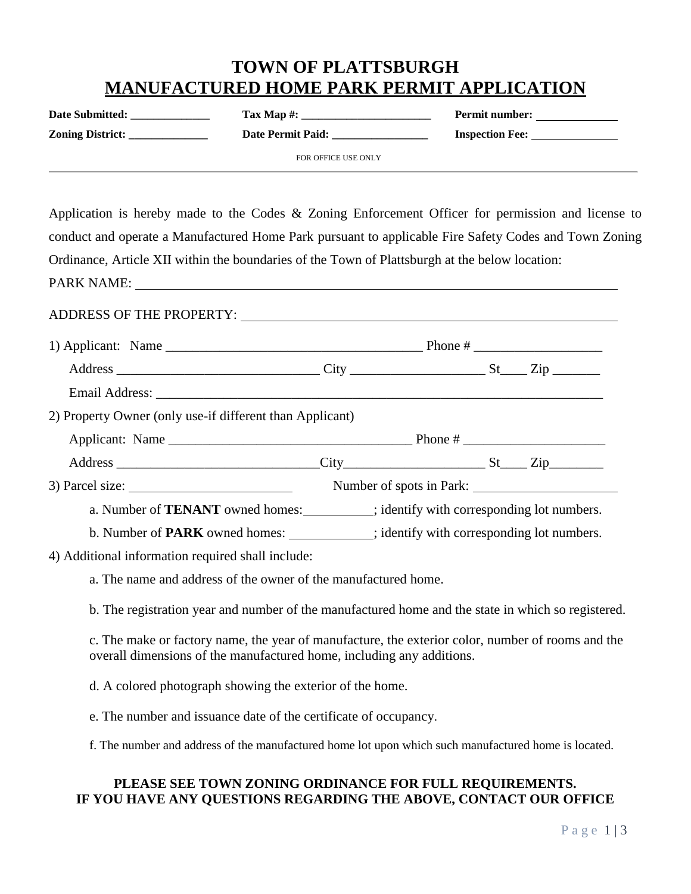# TOWN OF PLATTSBURGH
## MANUFACTURED HOME PARK PERMIT APPLICATION

**Date Submitted:** ______________ **Tax Map #:** _______________________ **Permit number:** ______________

**Zoning District:** ______________ **Date Permit Paid:** _________________ **Inspection Fee:** _______________

FOR OFFICE USE ONLY

---

Application is hereby made to the Codes & Zoning Enforcement Officer for permission and license to conduct and operate a Manufactured Home Park pursuant to applicable Fire Safety Codes and Town Zoning Ordinance, Article XII within the boundaries of the Town of Plattsburgh at the below location:

PARK NAME: ______________________________________________________________________________

ADDRESS OF THE PROPERTY: _____________________________________________________________

1) Applicant: Name _______________________________________ Phone # ___________________

Address _____________________________ City ___________________ St____ Zip _______

Email Address: _____________________________________________________________________

2) Property Owner (only use-if different than Applicant)

Applicant: Name ____________________________________ Phone # _____________________

Address ______________________________City_____________________ St____ Zip________

3) Parcel size: _________________________ Number of spots in Park: ______________________

a. Number of **TENANT** owned homes:__________; identify with corresponding lot numbers.

b. Number of **PARK** owned homes: ____________; identify with corresponding lot numbers.

4) Additional information required shall include:

a. The name and address of the owner of the manufactured home.

b. The registration year and number of the manufactured home and the state in which so registered.

c. The make or factory name, the year of manufacture, the exterior color, number of rooms and the overall dimensions of the manufactured home, including any additions.

d. A colored photograph showing the exterior of the home.

e. The number and issuance date of the certificate of occupancy.

f. The number and address of the manufactured home lot upon which such manufactured home is located.

**PLEASE SEE TOWN ZONING ORDINANCE FOR FULL REQUIREMENTS.**
**IF YOU HAVE ANY QUESTIONS REGARDING THE ABOVE, CONTACT OUR OFFICE**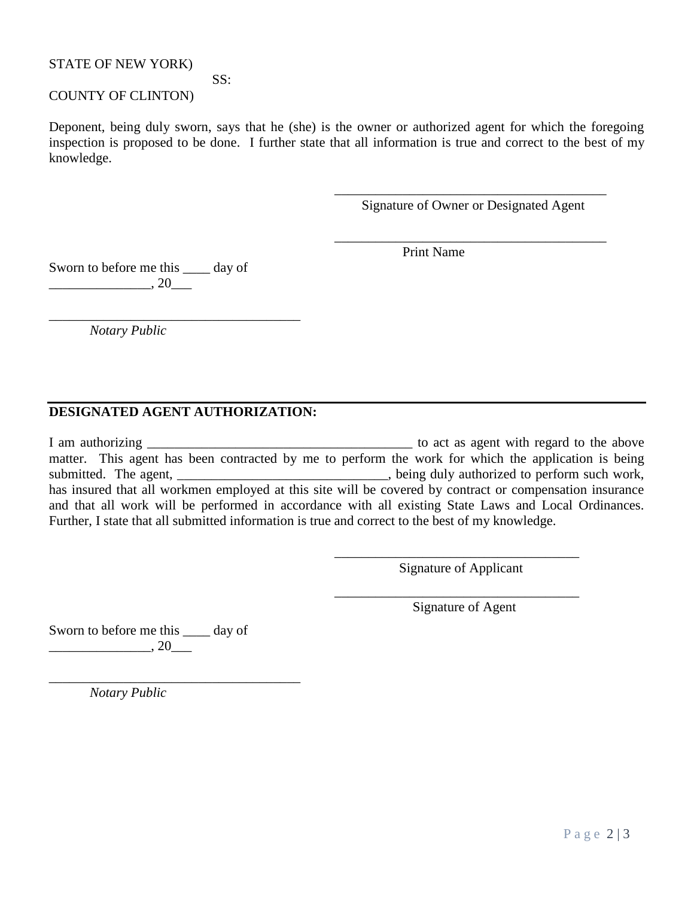STATE OF NEW YORK)
SS:
COUNTY OF CLINTON)

Deponent, being duly sworn, says that he (she) is the owner or authorized agent for which the foregoing inspection is proposed to be done. I further state that all information is true and correct to the best of my knowledge.

\_\_\_\_\_\_\_\_\_\_\_\_\_\_\_\_\_\_\_\_\_\_\_\_\_\_\_\_\_\_\_\_\_\_\_\_\_\_\_\_
Signature of Owner or Designated Agent

\_\_\_\_\_\_\_\_\_\_\_\_\_\_\_\_\_\_\_\_\_\_\_\_\_\_\_\_\_\_\_\_\_\_\_\_\_\_\_\_
Print Name

Sworn to before me this \_\_\_\_ day of
\_\_\_\_\_\_\_\_\_\_\_\_\_\_\_, 20\_\_\_

\_\_\_\_\_\_\_\_\_\_\_\_\_\_\_\_\_\_\_\_\_\_\_\_\_\_\_\_\_\_\_\_\_\_\_\_\_
*Notary Public*

---

**DESIGNATED AGENT AUTHORIZATION:**

I am authorizing \_\_\_\_\_\_\_\_\_\_\_\_\_\_\_\_\_\_\_\_\_\_\_\_\_\_\_\_\_\_\_\_\_\_\_\_\_\_\_\_ to act as agent with regard to the above matter. This agent has been contracted by me to perform the work for which the application is being submitted. The agent, \_\_\_\_\_\_\_\_\_\_\_\_\_\_\_\_\_\_\_\_\_\_\_\_\_\_\_\_\_\_\_, being duly authorized to perform such work, has insured that all workmen employed at this site will be covered by contract or compensation insurance and that all work will be performed in accordance with all existing State Laws and Local Ordinances. Further, I state that all submitted information is true and correct to the best of my knowledge.

\_\_\_\_\_\_\_\_\_\_\_\_\_\_\_\_\_\_\_\_\_\_\_\_\_\_\_\_\_\_\_\_\_\_\_\_\_
Signature of Applicant

\_\_\_\_\_\_\_\_\_\_\_\_\_\_\_\_\_\_\_\_\_\_\_\_\_\_\_\_\_\_\_\_\_\_\_\_\_
Signature of Agent

Sworn to before me this \_\_\_\_ day of
\_\_\_\_\_\_\_\_\_\_\_\_\_\_\_, 20\_\_\_

\_\_\_\_\_\_\_\_\_\_\_\_\_\_\_\_\_\_\_\_\_\_\_\_\_\_\_\_\_\_\_\_\_\_\_\_\_
*Notary Public*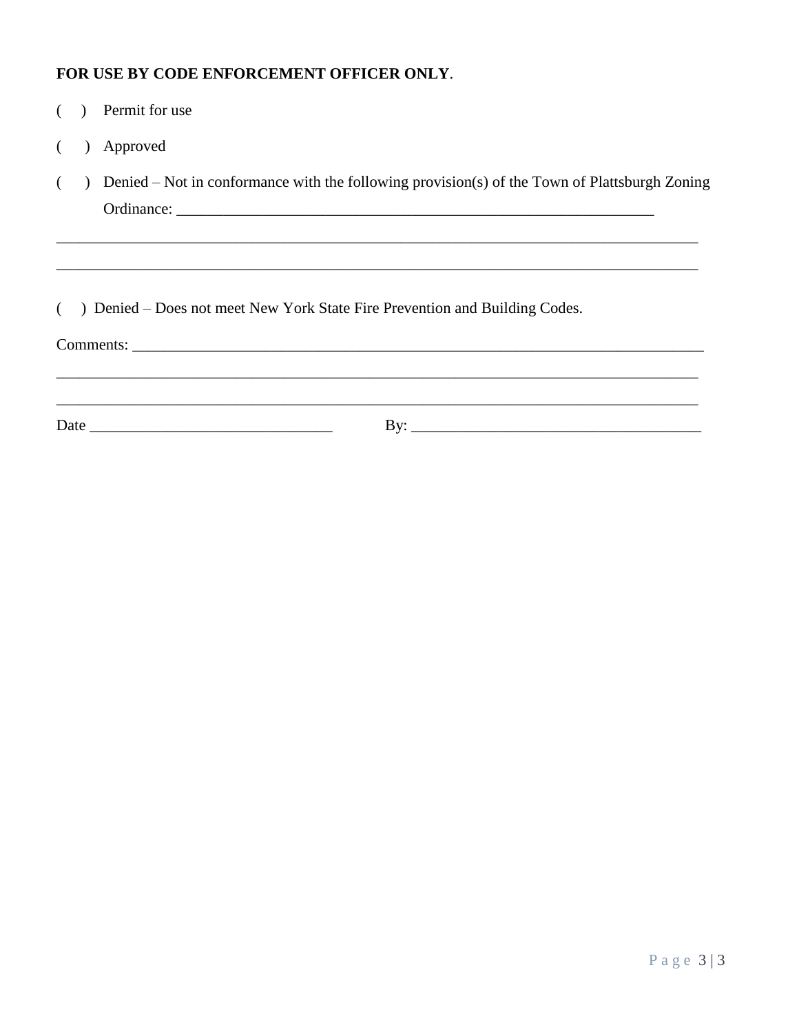**FOR USE BY CODE ENFORCEMENT OFFICER ONLY**.

( ) Permit for use

( ) Approved

( ) Denied – Not in conformance with the following provision(s) of the Town of Plattsburgh Zoning Ordinance: ______________________________________________________________

_____________________________________________________________________________

_____________________________________________________________________________

( ) Denied – Does not meet New York State Fire Prevention and Building Codes.

Comments: ______________________________________________________________________

_____________________________________________________________________________

_____________________________________________________________________________

Date ______________________________ By: ___________________________________